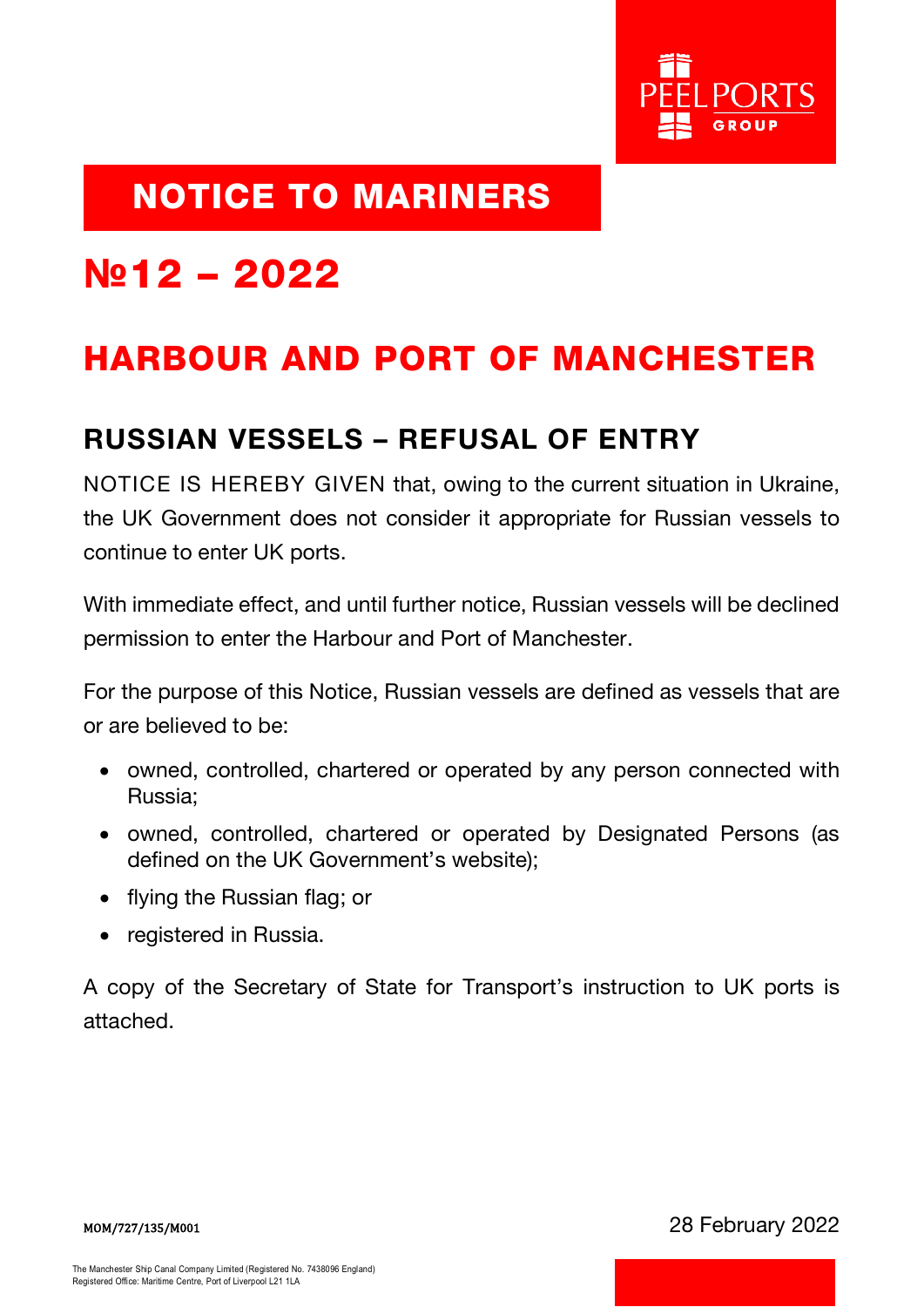# NOTICE TO MARINERS

# №12 – 2022

# HARBOUR AND PORT OF MANCHESTER

## RUSSIAN VESSELS – REFUSAL OF ENTRY

NOTICE IS HEREBY GIVEN that, owing to the current situation in Ukraine, the UK Government does not consider it appropriate for Russian vessels to continue to enter UK ports.

With immediate effect, and until further notice, Russian vessels will be declined permission to enter the Harbour and Port of Manchester.

For the purpose of this Notice, Russian vessels are defined as vessels that are or are believed to be:

- owned, controlled, chartered or operated by any person connected with Russia;
- owned, controlled, chartered or operated by Designated Persons (as defined on the UK Government's website);
- flying the Russian flag; or
- registered in Russia.

A copy of the Secretary of State for Transport's instruction to UK ports is attached.

MOM/727/135/M001

28 February 2022

The Manchester Ship Canal Company Limited (Registered No. 7438096 England)
Registered Office: Maritime Centre, Port of Liverpool L21 1LA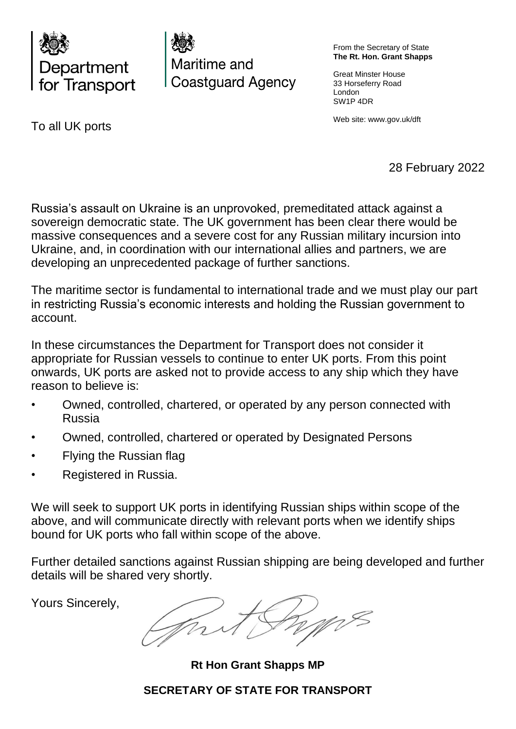Department for Transport

Maritime and Coastguard Agency

From the Secretary of State
**The Rt. Hon. Grant Shapps**

Great Minster House
33 Horseferry Road
London
SW1P 4DR

Web site: www.gov.uk/dft

To all UK ports

28 February 2022

Russia's assault on Ukraine is an unprovoked, premeditated attack against a sovereign democratic state. The UK government has been clear there would be massive consequences and a severe cost for any Russian military incursion into Ukraine, and, in coordination with our international allies and partners, we are developing an unprecedented package of further sanctions.

The maritime sector is fundamental to international trade and we must play our part in restricting Russia's economic interests and holding the Russian government to account.

In these circumstances the Department for Transport does not consider it appropriate for Russian vessels to continue to enter UK ports. From this point onwards, UK ports are asked not to provide access to any ship which they have reason to believe is:

- Owned, controlled, chartered, or operated by any person connected with Russia
- Owned, controlled, chartered or operated by Designated Persons
- Flying the Russian flag
- Registered in Russia.

We will seek to support UK ports in identifying Russian ships within scope of the above, and will communicate directly with relevant ports when we identify ships bound for UK ports who fall within scope of the above.

Further detailed sanctions against Russian shipping are being developed and further details will be shared very shortly.

Yours Sincerely,

**Rt Hon Grant Shapps MP**

**SECRETARY OF STATE FOR TRANSPORT**